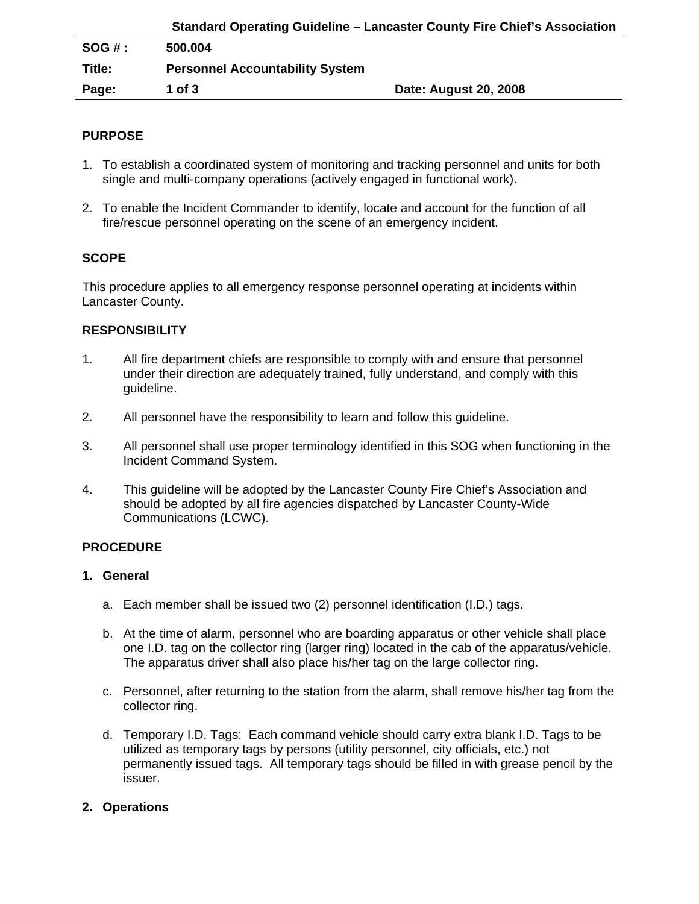**Standard Operating Guideline – Lancaster County Fire Chief's Association**

| | | |
|---|---|---|
| **SOG # :** | **500.004** | |
| **Title:** | **Personnel Accountability System** | |
| **Page:** | **1 of 3** | **Date: August 20, 2008** |

## PURPOSE

1. To establish a coordinated system of monitoring and tracking personnel and units for both single and multi-company operations (actively engaged in functional work).

2. To enable the Incident Commander to identify, locate and account for the function of all fire/rescue personnel operating on the scene of an emergency incident.

## SCOPE

This procedure applies to all emergency response personnel operating at incidents within Lancaster County.

## RESPONSIBILITY

1. All fire department chiefs are responsible to comply with and ensure that personnel under their direction are adequately trained, fully understand, and comply with this guideline.

2. All personnel have the responsibility to learn and follow this guideline.

3. All personnel shall use proper terminology identified in this SOG when functioning in the Incident Command System.

4. This guideline will be adopted by the Lancaster County Fire Chief's Association and should be adopted by all fire agencies dispatched by Lancaster County-Wide Communications (LCWC).

## PROCEDURE

### 1. General

a. Each member shall be issued two (2) personnel identification (I.D.) tags.

b. At the time of alarm, personnel who are boarding apparatus or other vehicle shall place one I.D. tag on the collector ring (larger ring) located in the cab of the apparatus/vehicle. The apparatus driver shall also place his/her tag on the large collector ring.

c. Personnel, after returning to the station from the alarm, shall remove his/her tag from the collector ring.

d. Temporary I.D. Tags: Each command vehicle should carry extra blank I.D. Tags to be utilized as temporary tags by persons (utility personnel, city officials, etc.) not permanently issued tags. All temporary tags should be filled in with grease pencil by the issuer.

### 2. Operations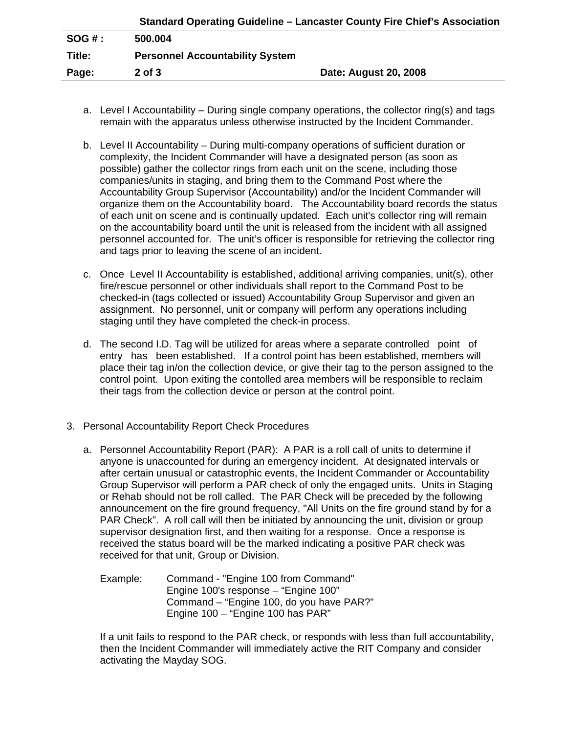a. Level I Accountability – During single company operations, the collector ring(s) and tags remain with the apparatus unless otherwise instructed by the Incident Commander.

b. Level II Accountability – During multi-company operations of sufficient duration or complexity, the Incident Commander will have a designated person (as soon as possible) gather the collector rings from each unit on the scene, including those companies/units in staging, and bring them to the Command Post where the Accountability Group Supervisor (Accountability) and/or the Incident Commander will organize them on the Accountability board. The Accountability board records the status of each unit on scene and is continually updated. Each unit's collector ring will remain on the accountability board until the unit is released from the incident with all assigned personnel accounted for. The unit's officer is responsible for retrieving the collector ring and tags prior to leaving the scene of an incident.

c. Once Level II Accountability is established, additional arriving companies, unit(s), other fire/rescue personnel or other individuals shall report to the Command Post to be checked-in (tags collected or issued) Accountability Group Supervisor and given an assignment. No personnel, unit or company will perform any operations including staging until they have completed the check-in process.

d. The second I.D. Tag will be utilized for areas where a separate controlled point of entry has been established. If a control point has been established, members will place their tag in/on the collection device, or give their tag to the person assigned to the control point. Upon exiting the contolled area members will be responsible to reclaim their tags from the collection device or person at the control point.

3. Personal Accountability Report Check Procedures

   a. Personnel Accountability Report (PAR): A PAR is a roll call of units to determine if anyone is unaccounted for during an emergency incident. At designated intervals or after certain unusual or catastrophic events, the Incident Commander or Accountability Group Supervisor will perform a PAR check of only the engaged units. Units in Staging or Rehab should not be roll called. The PAR Check will be preceded by the following announcement on the fire ground frequency, "All Units on the fire ground stand by for a PAR Check". A roll call will then be initiated by announcing the unit, division or group supervisor designation first, and then waiting for a response. Once a response is received the status board will be the marked indicating a positive PAR check was received for that unit, Group or Division.

      Example: Command - "Engine 100 from Command"
      Engine 100's response – "Engine 100"
      Command – "Engine 100, do you have PAR?"
      Engine 100 – "Engine 100 has PAR"

      If a unit fails to respond to the PAR check, or responds with less than full accountability, then the Incident Commander will immediately active the RIT Company and consider activating the Mayday SOG.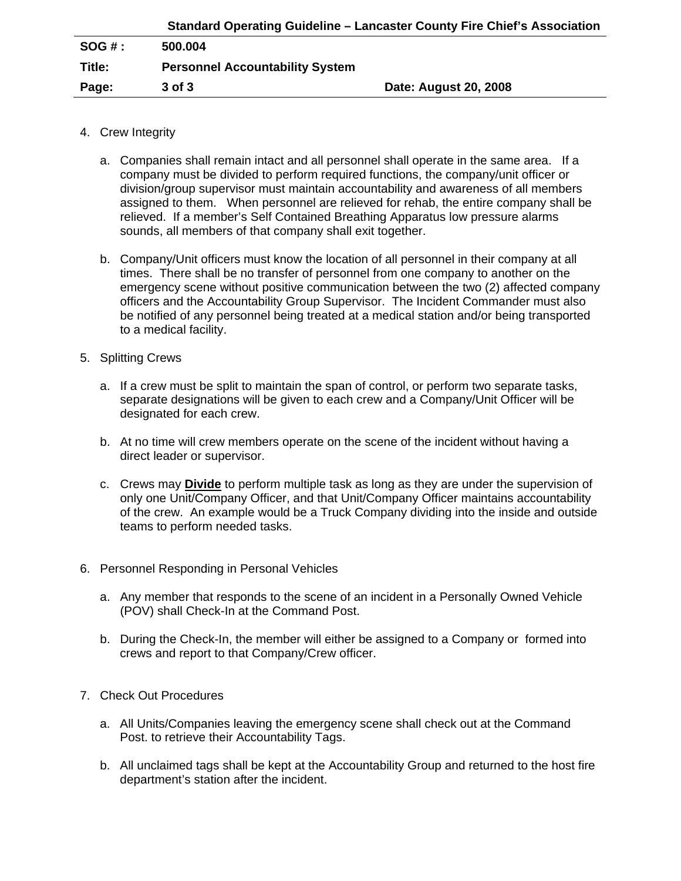4. Crew Integrity

   a. Companies shall remain intact and all personnel shall operate in the same area. If a company must be divided to perform required functions, the company/unit officer or division/group supervisor must maintain accountability and awareness of all members assigned to them. When personnel are relieved for rehab, the entire company shall be relieved. If a member's Self Contained Breathing Apparatus low pressure alarms sounds, all members of that company shall exit together.

   b. Company/Unit officers must know the location of all personnel in their company at all times. There shall be no transfer of personnel from one company to another on the emergency scene without positive communication between the two (2) affected company officers and the Accountability Group Supervisor. The Incident Commander must also be notified of any personnel being treated at a medical station and/or being transported to a medical facility.

5. Splitting Crews

   a. If a crew must be split to maintain the span of control, or perform two separate tasks, separate designations will be given to each crew and a Company/Unit Officer will be designated for each crew.

   b. At no time will crew members operate on the scene of the incident without having a direct leader or supervisor.

   c. Crews may **<u>Divide</u>** to perform multiple task as long as they are under the supervision of only one Unit/Company Officer, and that Unit/Company Officer maintains accountability of the crew. An example would be a Truck Company dividing into the inside and outside teams to perform needed tasks.

6. Personnel Responding in Personal Vehicles

   a. Any member that responds to the scene of an incident in a Personally Owned Vehicle (POV) shall Check-In at the Command Post.

   b. During the Check-In, the member will either be assigned to a Company or formed into crews and report to that Company/Crew officer.

7. Check Out Procedures

   a. All Units/Companies leaving the emergency scene shall check out at the Command Post. to retrieve their Accountability Tags.

   b. All unclaimed tags shall be kept at the Accountability Group and returned to the host fire department's station after the incident.